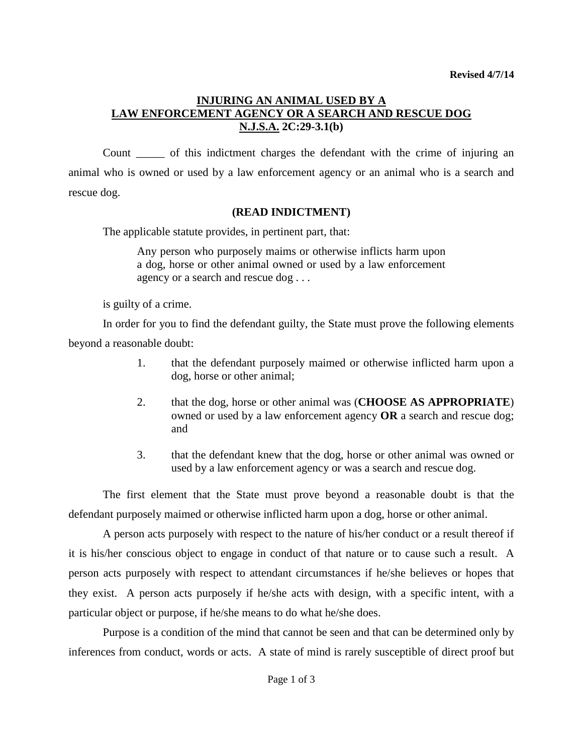**Revised 4/7/14**

# INJURING AN ANIMAL USED BY A LAW ENFORCEMENT AGENCY OR A SEARCH AND RESCUE DOG N.J.S.A. 2C:29-3.1(b)

Count _____ of this indictment charges the defendant with the crime of injuring an animal who is owned or used by a law enforcement agency or an animal who is a search and rescue dog.

**(READ INDICTMENT)**

The applicable statute provides, in pertinent part, that:

> Any person who purposely maims or otherwise inflicts harm upon a dog, horse or other animal owned or used by a law enforcement agency or a search and rescue dog . . .

is guilty of a crime.

In order for you to find the defendant guilty, the State must prove the following elements beyond a reasonable doubt:

1. that the defendant purposely maimed or otherwise inflicted harm upon a dog, horse or other animal;
2. that the dog, horse or other animal was (**CHOOSE AS APPROPRIATE**) owned or used by a law enforcement agency **OR** a search and rescue dog; and
3. that the defendant knew that the dog, horse or other animal was owned or used by a law enforcement agency or was a search and rescue dog.

The first element that the State must prove beyond a reasonable doubt is that the defendant purposely maimed or otherwise inflicted harm upon a dog, horse or other animal.

A person acts purposely with respect to the nature of his/her conduct or a result thereof if it is his/her conscious object to engage in conduct of that nature or to cause such a result. A person acts purposely with respect to attendant circumstances if he/she believes or hopes that they exist. A person acts purposely if he/she acts with design, with a specific intent, with a particular object or purpose, if he/she means to do what he/she does.

Purpose is a condition of the mind that cannot be seen and that can be determined only by inferences from conduct, words or acts. A state of mind is rarely susceptible of direct proof but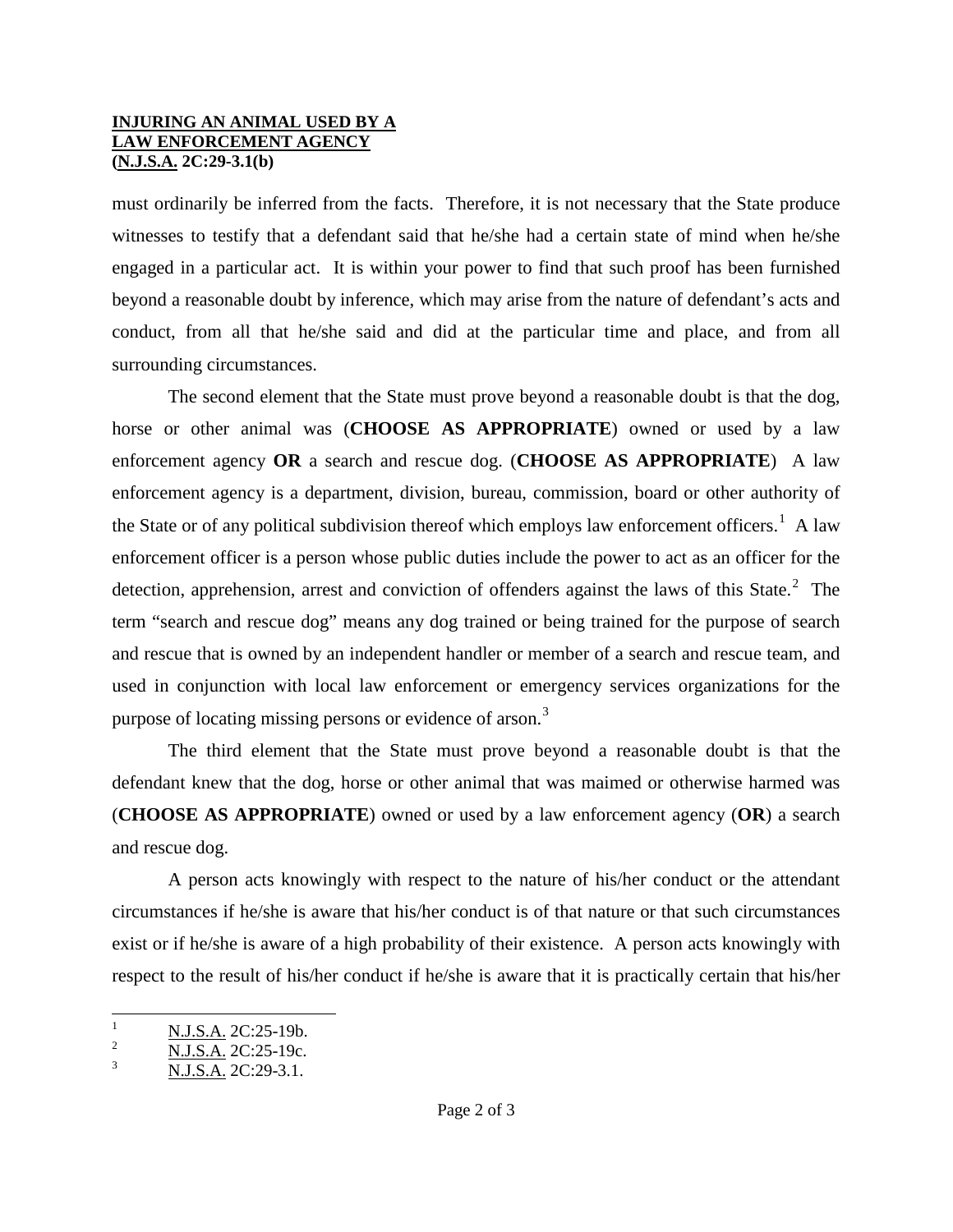must ordinarily be inferred from the facts. Therefore, it is not necessary that the State produce witnesses to testify that a defendant said that he/she had a certain state of mind when he/she engaged in a particular act. It is within your power to find that such proof has been furnished beyond a reasonable doubt by inference, which may arise from the nature of defendant's acts and conduct, from all that he/she said and did at the particular time and place, and from all surrounding circumstances.

The second element that the State must prove beyond a reasonable doubt is that the dog, horse or other animal was (**CHOOSE AS APPROPRIATE**) owned or used by a law enforcement agency **OR** a search and rescue dog. (**CHOOSE AS APPROPRIATE**) A law enforcement agency is a department, division, bureau, commission, board or other authority of the State or of any political subdivision thereof which employs law enforcement officers.[1] A law enforcement officer is a person whose public duties include the power to act as an officer for the detection, apprehension, arrest and conviction of offenders against the laws of this State.[2] The term "search and rescue dog" means any dog trained or being trained for the purpose of search and rescue that is owned by an independent handler or member of a search and rescue team, and used in conjunction with local law enforcement or emergency services organizations for the purpose of locating missing persons or evidence of arson.[3]

The third element that the State must prove beyond a reasonable doubt is that the defendant knew that the dog, horse or other animal that was maimed or otherwise harmed was (**CHOOSE AS APPROPRIATE**) owned or used by a law enforcement agency (**OR**) a search and rescue dog.

A person acts knowingly with respect to the nature of his/her conduct or the attendant circumstances if he/she is aware that his/her conduct is of that nature or that such circumstances exist or if he/she is aware of a high probability of their existence. A person acts knowingly with respect to the result of his/her conduct if he/she is aware that it is practically certain that his/her

---

[1] N.J.S.A. 2C:25-19b.
[2] N.J.S.A. 2C:25-19c.
[3] N.J.S.A. 2C:29-3.1.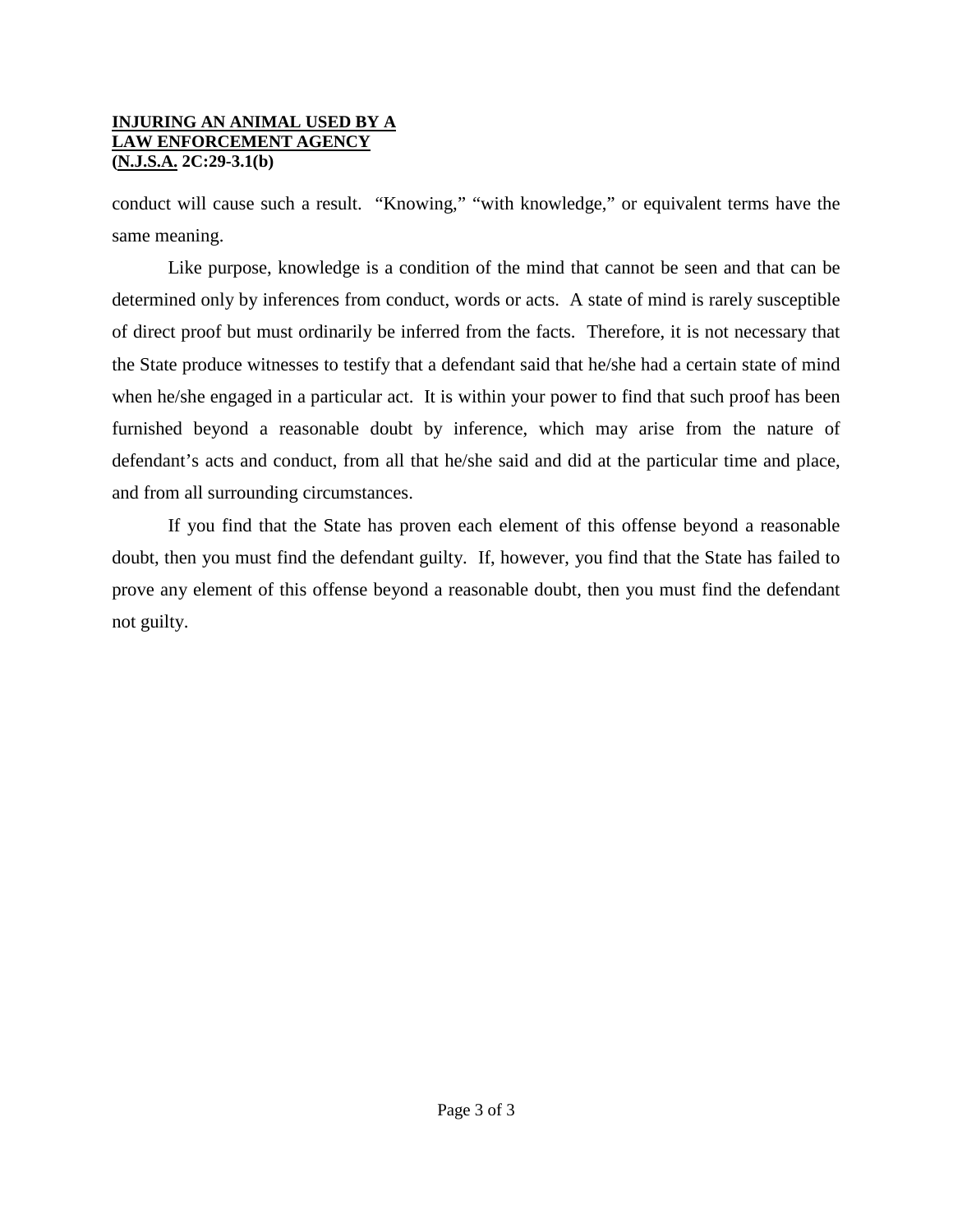conduct will cause such a result. "Knowing," "with knowledge," or equivalent terms have the same meaning.

Like purpose, knowledge is a condition of the mind that cannot be seen and that can be determined only by inferences from conduct, words or acts. A state of mind is rarely susceptible of direct proof but must ordinarily be inferred from the facts. Therefore, it is not necessary that the State produce witnesses to testify that a defendant said that he/she had a certain state of mind when he/she engaged in a particular act. It is within your power to find that such proof has been furnished beyond a reasonable doubt by inference, which may arise from the nature of defendant's acts and conduct, from all that he/she said and did at the particular time and place, and from all surrounding circumstances.

If you find that the State has proven each element of this offense beyond a reasonable doubt, then you must find the defendant guilty. If, however, you find that the State has failed to prove any element of this offense beyond a reasonable doubt, then you must find the defendant not guilty.